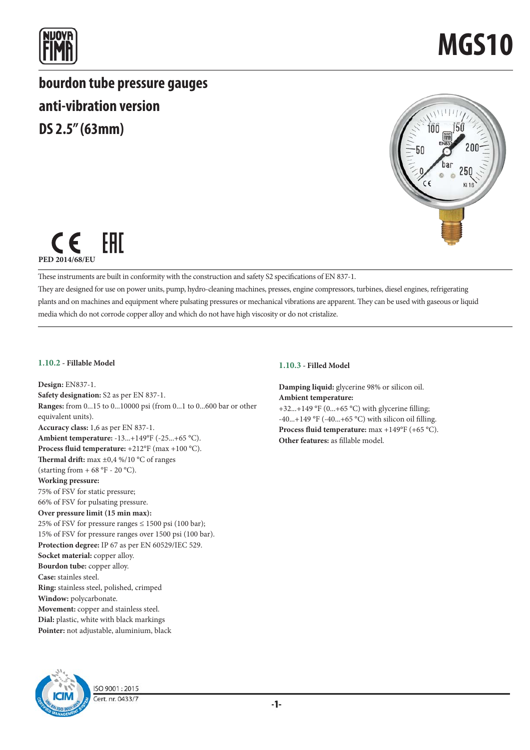# MGS10

## bourdon tube pressure gauges
## anti-vibration version
## DS 2.5" (63mm)

PED 2014/68/EU

These instruments are built in conformity with the construction and safety S2 specifications of EN 837-1.

They are designed for use on power units, pump, hydro-cleaning machines, presses, engine compressors, turbines, diesel engines, refrigerating plants and on machines and equipment where pulsating pressures or mechanical vibrations are apparent. They can be used with gaseous or liquid media which do not corrode copper alloy and which do not have high viscosity or do not cristalize.

### 1.10.2 - Fillable Model

**Design:** EN837-1.
**Safety designation:** S2 as per EN 837-1.
**Ranges:** from 0...15 to 0...10000 psi (from 0...1 to 0...600 bar or other equivalent units).
**Accuracy class:** 1,6 as per EN 837-1.
**Ambient temperature:** -13...+149°F (-25...+65 °C).
**Process fluid temperature:** +212°F (max +100 °C).
**Thermal drift:** max ±0,4 %/10 °C of ranges (starting from + 68 °F - 20 °C).
**Working pressure:**
75% of FSV for static pressure;
66% of FSV for pulsating pressure.
**Over pressure limit (15 min max):**
25% of FSV for pressure ranges ≤ 1500 psi (100 bar);
15% of FSV for pressure ranges over 1500 psi (100 bar).
**Protection degree:** IP 67 as per EN 60529/IEC 529.
**Socket material:** copper alloy.
**Bourdon tube:** copper alloy.
**Case:** stainles steel.
**Ring:** stainless steel, polished, crimped
**Window:** polycarbonate.
**Movement:** copper and stainless steel.
**Dial:** plastic, white with black markings
**Pointer:** not adjustable, aluminium, black

### 1.10.3 - Filled Model

**Damping liquid:** glycerine 98% or silicon oil.
**Ambient temperature:**
+32...+149 °F (0...+65 °C) with glycerine filling;
-40...+149 °F (-40...+65 °C) with silicon oil filling.
**Process fluid temperature:** max +149°F (+65 °C).
**Other features:** as fillable model.

ISO 9001 : 2015
Cert. nr. 0433/7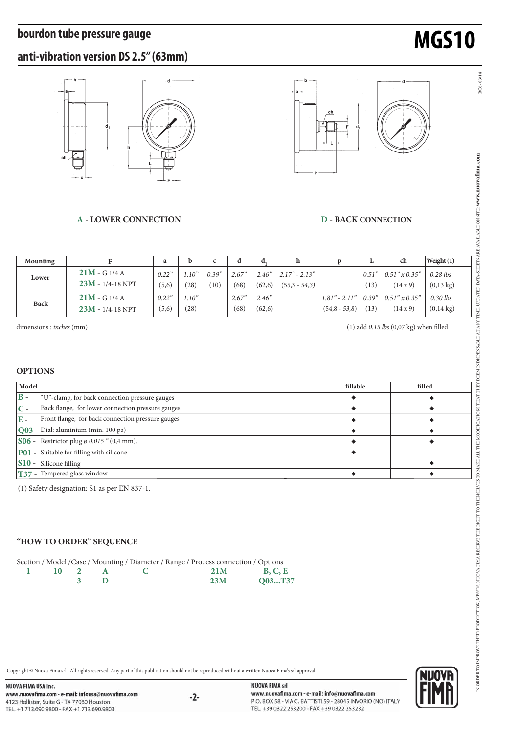# bourdon tube pressure gauge

## anti-vibration version DS 2.5" (63mm)

# MGS10

**A - LOWER CONNECTION**

**D - BACK CONNECTION**

| Mounting | F | a | b | c | d | $d_1$ | h | p | L | ch | Weight (1) |
|---|---|---|---|---|---|---|---|---|---|---|---|
| Lower | 21M - G 1/4 A<br>23M - 1/4-18 NPT | *0.22"*<br>(5,6) | *1.10"*<br>(28) | *0.39"*<br>(10) | *2.67"*<br>(68) | *2.46"*<br>(62,6) | *2.17" - 2.13"*<br>(55,3 - 54,3) | | *0.51"*<br>(13) | *0.51" x 0.35"*<br>(14 x 9) | *0.28 lbs*<br>(0,13 kg) |
| Back | 21M - G 1/4 A<br>23M - 1/4-18 NPT | *0.22"*<br>(5,6) | *1.10"*<br>(28) | | *2.67"*<br>(68) | *2.46"*<br>(62,6) | | *1.81" - 2.11"*<br>(54,8 - 53,8) | *0.39"*<br>(13) | *0.51" x 0.35"*<br>(14 x 9) | *0.30 lbs*<br>(0,14 kg) |

dimensions : *inches* (mm)

(1) add *0.15 lbs* (0,07 kg) when filled

### OPTIONS

| Model | fillable | filled |
|---|---|---|
| B - "U"-clamp, for back connection pressure gauges | ◆ | ◆ |
| C - Back flange, for lower connection pressure gauges | ◆ | ◆ |
| E - Front flange, for back connection pressure gauges | ◆ | ◆ |
| Q03 - Dial: aluminium (min. 100 pz) | ◆ | ◆ |
| S06 - Restrictor plug ø *0.015* " (0,4 mm). | ◆ | ◆ |
| P01 - Suitable for filling with silicone | ◆ | |
| S10 - Silicone filling | | ◆ |
| T37 - Tempered glass window | ◆ | ◆ |

(1) Safety designation: S1 as per EN 837-1.

### "HOW TO ORDER" SEQUENCE

| Section | Model | Case | Mounting | Diameter | Range | Process connection | Options |
|---|---|---|---|---|---|---|---|
| 1 | 10 | 2 | A | C | | 21M | B, C, E |
| | | 3 | D | | | 23M | Q03...T37 |

Copyright © Nuova Fima srl. All rights reserved. Any part of this publication should not be reproduced without a written Nuova Fima's srl approval

**NUOVA FIMA USA Inc.**
www.nuovafima.com - e-mail: infousa@nuovafima.com
4123 Hollister, Suite G - TX 77080 Houston
TEL. +1 713.690.9800 - FAX +1 713.690.9803

**NUOVA FIMA srl**
www.nuovafima.com - e-mail: info@nuovafima.com
P.O. BOX 58 - VIA C. BATTISTI 59 - 28045 INVORIO (NO) ITALY
TEL. +39 0322 253200 - FAX +39 0322 253232

IN ORDER TO IMPROVE THEIR PRODUCTION, MESSRS. NUOVA FIMA RESERVE THE RIGHT TO THEMSELVES TO MAKE ALL THE MODIFICATIONS THAT THEY DEEM INDISPENSABLE AT ANY TIME. UPDATED DATA-SHEETS ARE AVAILABLE ON SITE: **www.nuovafima.com**

RC6 - 03/14